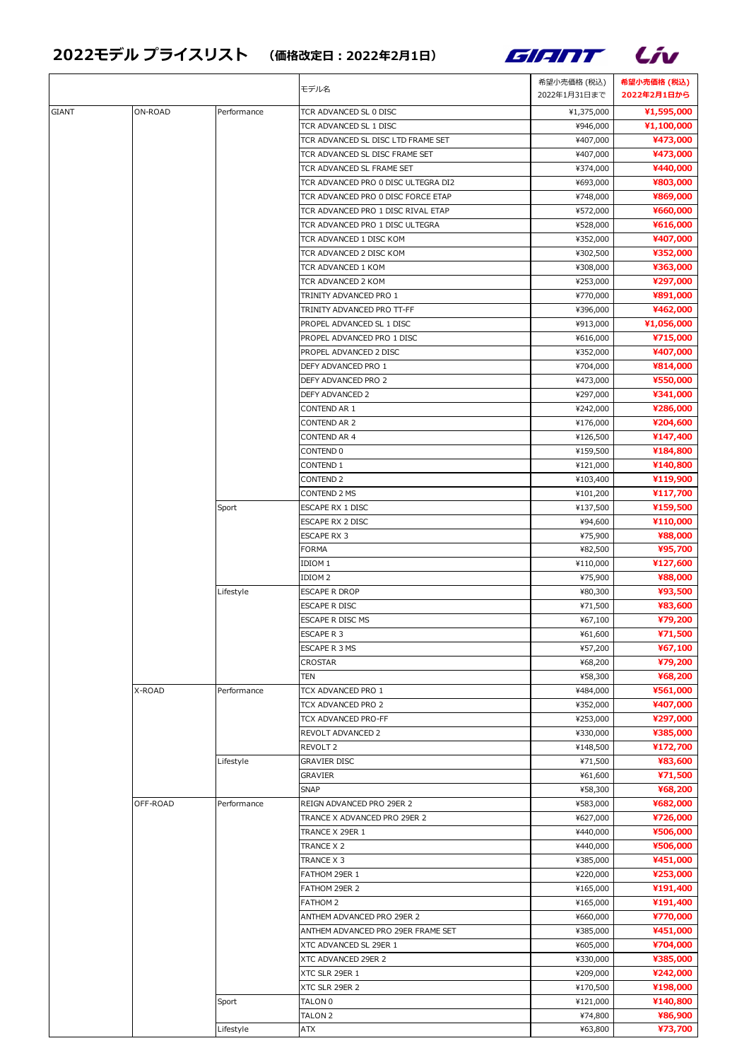# 2022モデル プライスリスト （価格改定日：2022年2月1日）

GIANT Liv

| | | | モデル名 | 希望小売価格 (税込) 2022年1月31日まで | 希望小売価格 (税込) 2022年2月1日から |
|---|---|---|---|---|---|
| GIANT | ON-ROAD | Performance | TCR ADVANCED SL 0 DISC | ¥1,375,000 | **¥1,595,000** |
| | | | TCR ADVANCED SL 1 DISC | ¥946,000 | **¥1,100,000** |
| | | | TCR ADVANCED SL DISC LTD FRAME SET | ¥407,000 | **¥473,000** |
| | | | TCR ADVANCED SL DISC FRAME SET | ¥407,000 | **¥473,000** |
| | | | TCR ADVANCED SL FRAME SET | ¥374,000 | **¥440,000** |
| | | | TCR ADVANCED PRO 0 DISC ULTEGRA DI2 | ¥693,000 | **¥803,000** |
| | | | TCR ADVANCED PRO 0 DISC FORCE ETAP | ¥748,000 | **¥869,000** |
| | | | TCR ADVANCED PRO 1 DISC RIVAL ETAP | ¥572,000 | **¥660,000** |
| | | | TCR ADVANCED PRO 1 DISC ULTEGRA | ¥528,000 | **¥616,000** |
| | | | TCR ADVANCED 1 DISC KOM | ¥352,000 | **¥407,000** |
| | | | TCR ADVANCED 2 DISC KOM | ¥302,500 | **¥352,000** |
| | | | TCR ADVANCED 1 KOM | ¥308,000 | **¥363,000** |
| | | | TCR ADVANCED 2 KOM | ¥253,000 | **¥297,000** |
| | | | TRINITY ADVANCED PRO 1 | ¥770,000 | **¥891,000** |
| | | | TRINITY ADVANCED PRO TT-FF | ¥396,000 | **¥462,000** |
| | | | PROPEL ADVANCED SL 1 DISC | ¥913,000 | **¥1,056,000** |
| | | | PROPEL ADVANCED PRO 1 DISC | ¥616,000 | **¥715,000** |
| | | | PROPEL ADVANCED 2 DISC | ¥352,000 | **¥407,000** |
| | | | DEFY ADVANCED PRO 1 | ¥704,000 | **¥814,000** |
| | | | DEFY ADVANCED PRO 2 | ¥473,000 | **¥550,000** |
| | | | DEFY ADVANCED 2 | ¥297,000 | **¥341,000** |
| | | | CONTEND AR 1 | ¥242,000 | **¥286,000** |
| | | | CONTEND AR 2 | ¥176,000 | **¥204,600** |
| | | | CONTEND AR 4 | ¥126,500 | **¥147,400** |
| | | | CONTEND 0 | ¥159,500 | **¥184,800** |
| | | | CONTEND 1 | ¥121,000 | **¥140,800** |
| | | | CONTEND 2 | ¥103,400 | **¥119,900** |
| | | | CONTEND 2 MS | ¥101,200 | **¥117,700** |
| | | Sport | ESCAPE RX 1 DISC | ¥137,500 | **¥159,500** |
| | | | ESCAPE RX 2 DISC | ¥94,600 | **¥110,000** |
| | | | ESCAPE RX 3 | ¥75,900 | **¥88,000** |
| | | | FORMA | ¥82,500 | **¥95,700** |
| | | | IDIOM 1 | ¥110,000 | **¥127,600** |
| | | | IDIOM 2 | ¥75,900 | **¥88,000** |
| | | Lifestyle | ESCAPE R DROP | ¥80,300 | **¥93,500** |
| | | | ESCAPE R DISC | ¥71,500 | **¥83,600** |
| | | | ESCAPE R DISC MS | ¥67,100 | **¥79,200** |
| | | | ESCAPE R 3 | ¥61,600 | **¥71,500** |
| | | | ESCAPE R 3 MS | ¥57,200 | **¥67,100** |
| | | | CROSTAR | ¥68,200 | **¥79,200** |
| | | | TEN | ¥58,300 | **¥68,200** |
| | X-ROAD | Performance | TCX ADVANCED PRO 1 | ¥484,000 | **¥561,000** |
| | | | TCX ADVANCED PRO 2 | ¥352,000 | **¥407,000** |
| | | | TCX ADVANCED PRO-FF | ¥253,000 | **¥297,000** |
| | | | REVOLT ADVANCED 2 | ¥330,000 | **¥385,000** |
| | | | REVOLT 2 | ¥148,500 | **¥172,700** |
| | | Lifestyle | GRAVIER DISC | ¥71,500 | **¥83,600** |
| | | | GRAVIER | ¥61,600 | **¥71,500** |
| | | | SNAP | ¥58,300 | **¥68,200** |
| | OFF-ROAD | Performance | REIGN ADVANCED PRO 29ER 2 | ¥583,000 | **¥682,000** |
| | | | TRANCE X ADVANCED PRO 29ER 2 | ¥627,000 | **¥726,000** |
| | | | TRANCE X 29ER 1 | ¥440,000 | **¥506,000** |
| | | | TRANCE X 2 | ¥440,000 | **¥506,000** |
| | | | TRANCE X 3 | ¥385,000 | **¥451,000** |
| | | | FATHOM 29ER 1 | ¥220,000 | **¥253,000** |
| | | | FATHOM 29ER 2 | ¥165,000 | **¥191,400** |
| | | | FATHOM 2 | ¥165,000 | **¥191,400** |
| | | | ANTHEM ADVANCED PRO 29ER 2 | ¥660,000 | **¥770,000** |
| | | | ANTHEM ADVANCED PRO 29ER FRAME SET | ¥385,000 | **¥451,000** |
| | | | XTC ADVANCED SL 29ER 1 | ¥605,000 | **¥704,000** |
| | | | XTC ADVANCED 29ER 2 | ¥330,000 | **¥385,000** |
| | | | XTC SLR 29ER 1 | ¥209,000 | **¥242,000** |
| | | | XTC SLR 29ER 2 | ¥170,500 | **¥198,000** |
| | | Sport | TALON 0 | ¥121,000 | **¥140,800** |
| | | | TALON 2 | ¥74,800 | **¥86,900** |
| | | Lifestyle | ATX | ¥63,800 | **¥73,700** |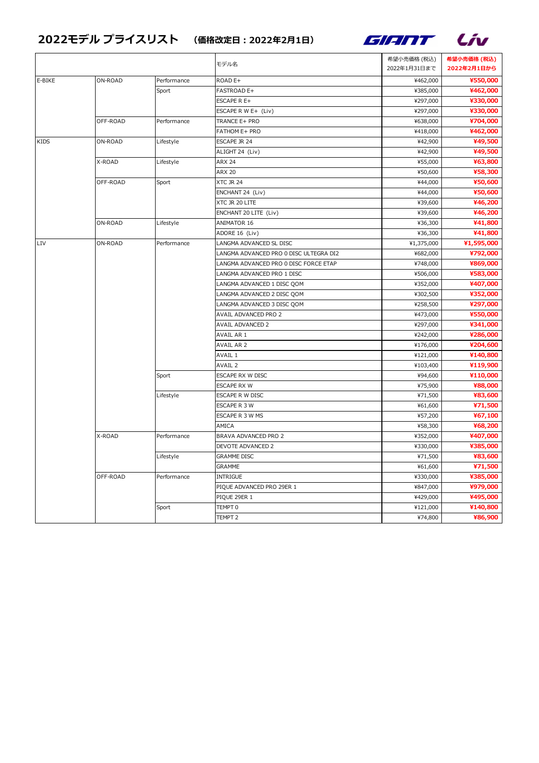# 2022モデル プライスリスト （価格改定日：2022年2月1日）

GIANT　Liv

| | | | モデル名 | 希望小売価格 (税込) 2022年1月31日まで | **希望小売価格 (税込) 2022年2月1日から** |
|---|---|---|---|---|---|
| E-BIKE | ON-ROAD | Performance | ROAD E+ | ¥462,000 | **¥550,000** |
| | | Sport | FASTROAD E+ | ¥385,000 | **¥462,000** |
| | | | ESCAPE R E+ | ¥297,000 | **¥330,000** |
| | | | ESCAPE R W E+ (Liv) | ¥297,000 | **¥330,000** |
| | OFF-ROAD | Performance | TRANCE E+ PRO | ¥638,000 | **¥704,000** |
| | | | FATHOM E+ PRO | ¥418,000 | **¥462,000** |
| KIDS | ON-ROAD | Lifestyle | ESCAPE JR 24 | ¥42,900 | **¥49,500** |
| | | | ALIGHT 24 (Liv) | ¥42,900 | **¥49,500** |
| | X-ROAD | Lifestyle | ARX 24 | ¥55,000 | **¥63,800** |
| | | | ARX 20 | ¥50,600 | **¥58,300** |
| | OFF-ROAD | Sport | XTC JR 24 | ¥44,000 | **¥50,600** |
| | | | ENCHANT 24 (Liv) | ¥44,000 | **¥50,600** |
| | | | XTC JR 20 LITE | ¥39,600 | **¥46,200** |
| | | | ENCHANT 20 LITE (Liv) | ¥39,600 | **¥46,200** |
| | ON-ROAD | Lifestyle | ANIMATOR 16 | ¥36,300 | **¥41,800** |
| | | | ADORE 16 (Liv) | ¥36,300 | **¥41,800** |
| LIV | ON-ROAD | Performance | LANGMA ADVANCED SL DISC | ¥1,375,000 | **¥1,595,000** |
| | | | LANGMA ADVANCED PRO 0 DISC ULTEGRA DI2 | ¥682,000 | **¥792,000** |
| | | | LANGMA ADVANCED PRO 0 DISC FORCE ETAP | ¥748,000 | **¥869,000** |
| | | | LANGMA ADVANCED PRO 1 DISC | ¥506,000 | **¥583,000** |
| | | | LANGMA ADVANCED 1 DISC QOM | ¥352,000 | **¥407,000** |
| | | | LANGMA ADVANCED 2 DISC QOM | ¥302,500 | **¥352,000** |
| | | | LANGMA ADVANCED 3 DISC QOM | ¥258,500 | **¥297,000** |
| | | | AVAIL ADVANCED PRO 2 | ¥473,000 | **¥550,000** |
| | | | AVAIL ADVANCED 2 | ¥297,000 | **¥341,000** |
| | | | AVAIL AR 1 | ¥242,000 | **¥286,000** |
| | | | AVAIL AR 2 | ¥176,000 | **¥204,600** |
| | | | AVAIL 1 | ¥121,000 | **¥140,800** |
| | | | AVAIL 2 | ¥103,400 | **¥119,900** |
| | | Sport | ESCAPE RX W DISC | ¥94,600 | **¥110,000** |
| | | | ESCAPE RX W | ¥75,900 | **¥88,000** |
| | | Lifestyle | ESCAPE R W DISC | ¥71,500 | **¥83,600** |
| | | | ESCAPE R 3 W | ¥61,600 | **¥71,500** |
| | | | ESCAPE R 3 W MS | ¥57,200 | **¥67,100** |
| | | | AMICA | ¥58,300 | **¥68,200** |
| | X-ROAD | Performance | BRAVA ADVANCED PRO 2 | ¥352,000 | **¥407,000** |
| | | | DEVOTE ADVANCED 2 | ¥330,000 | **¥385,000** |
| | | Lifestyle | GRAMME DISC | ¥71,500 | **¥83,600** |
| | | | GRAMME | ¥61,600 | **¥71,500** |
| | OFF-ROAD | Performance | INTRIGUE | ¥330,000 | **¥385,000** |
| | | | PIQUE ADVANCED PRO 29ER 1 | ¥847,000 | **¥979,000** |
| | | | PIQUE 29ER 1 | ¥429,000 | **¥495,000** |
| | | Sport | TEMPT 0 | ¥121,000 | **¥140,800** |
| | | | TEMPT 2 | ¥74,800 | **¥86,900** |